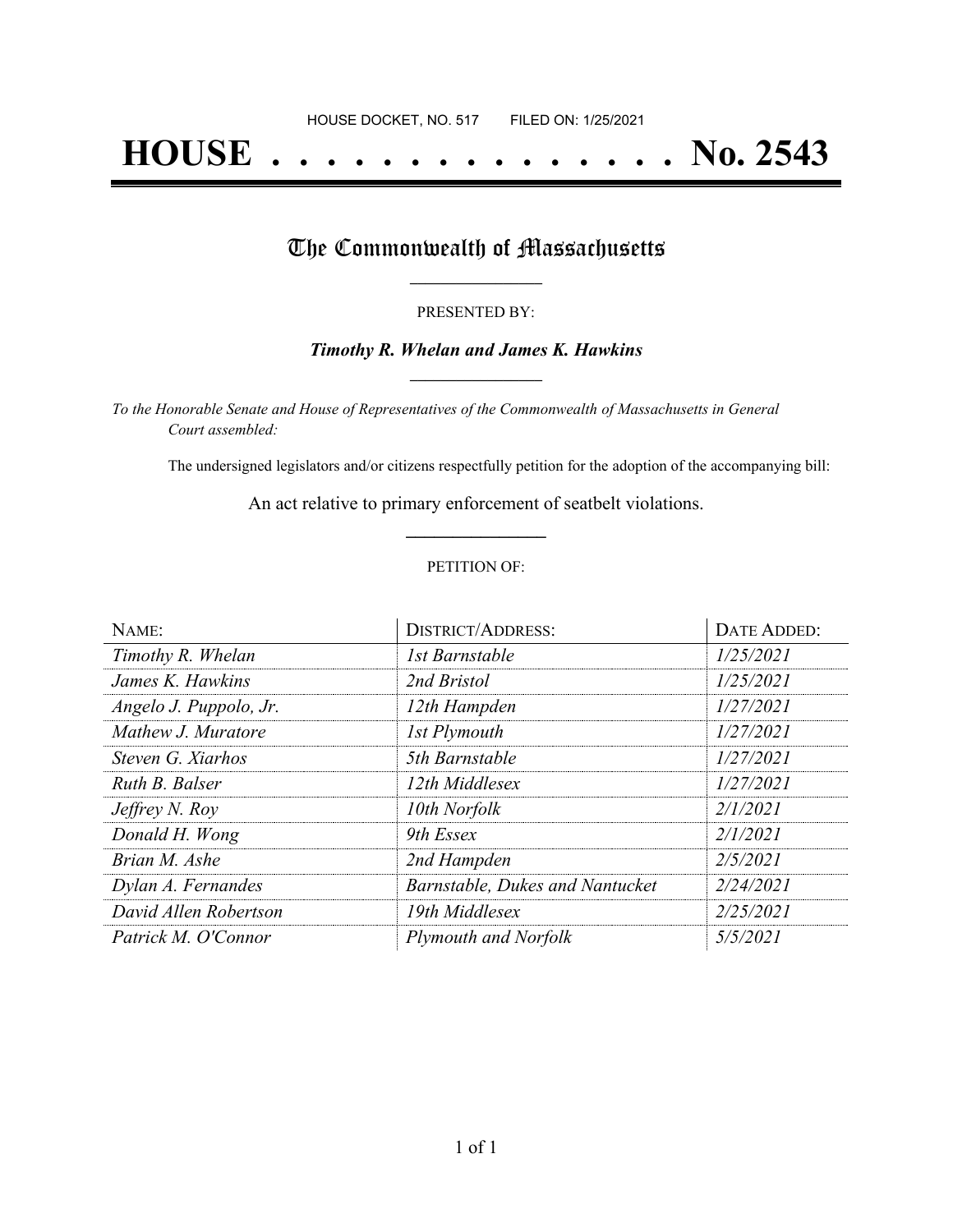HOUSE DOCKET, NO. 517        FILED ON: 1/25/2021

# HOUSE . . . . . . . . . . . . . . . No. 2543

## The Commonwealth of Massachusetts

PRESENTED BY:

***Timothy R. Whelan and James K. Hawkins***

*To the Honorable Senate and House of Representatives of the Commonwealth of Massachusetts in General Court assembled:*

The undersigned legislators and/or citizens respectfully petition for the adoption of the accompanying bill:

An act relative to primary enforcement of seatbelt violations.

PETITION OF:

| NAME: | DISTRICT/ADDRESS: | DATE ADDED: |
|---|---|---|
| *Timothy R. Whelan* | *1st Barnstable* | *1/25/2021* |
| *James K. Hawkins* | *2nd Bristol* | *1/25/2021* |
| *Angelo J. Puppolo, Jr.* | *12th Hampden* | *1/27/2021* |
| *Mathew J. Muratore* | *1st Plymouth* | *1/27/2021* |
| *Steven G. Xiarhos* | *5th Barnstable* | *1/27/2021* |
| *Ruth B. Balser* | *12th Middlesex* | *1/27/2021* |
| *Jeffrey N. Roy* | *10th Norfolk* | *2/1/2021* |
| *Donald H. Wong* | *9th Essex* | *2/1/2021* |
| *Brian M. Ashe* | *2nd Hampden* | *2/5/2021* |
| *Dylan A. Fernandes* | *Barnstable, Dukes and Nantucket* | *2/24/2021* |
| *David Allen Robertson* | *19th Middlesex* | *2/25/2021* |
| *Patrick M. O'Connor* | *Plymouth and Norfolk* | *5/5/2021* |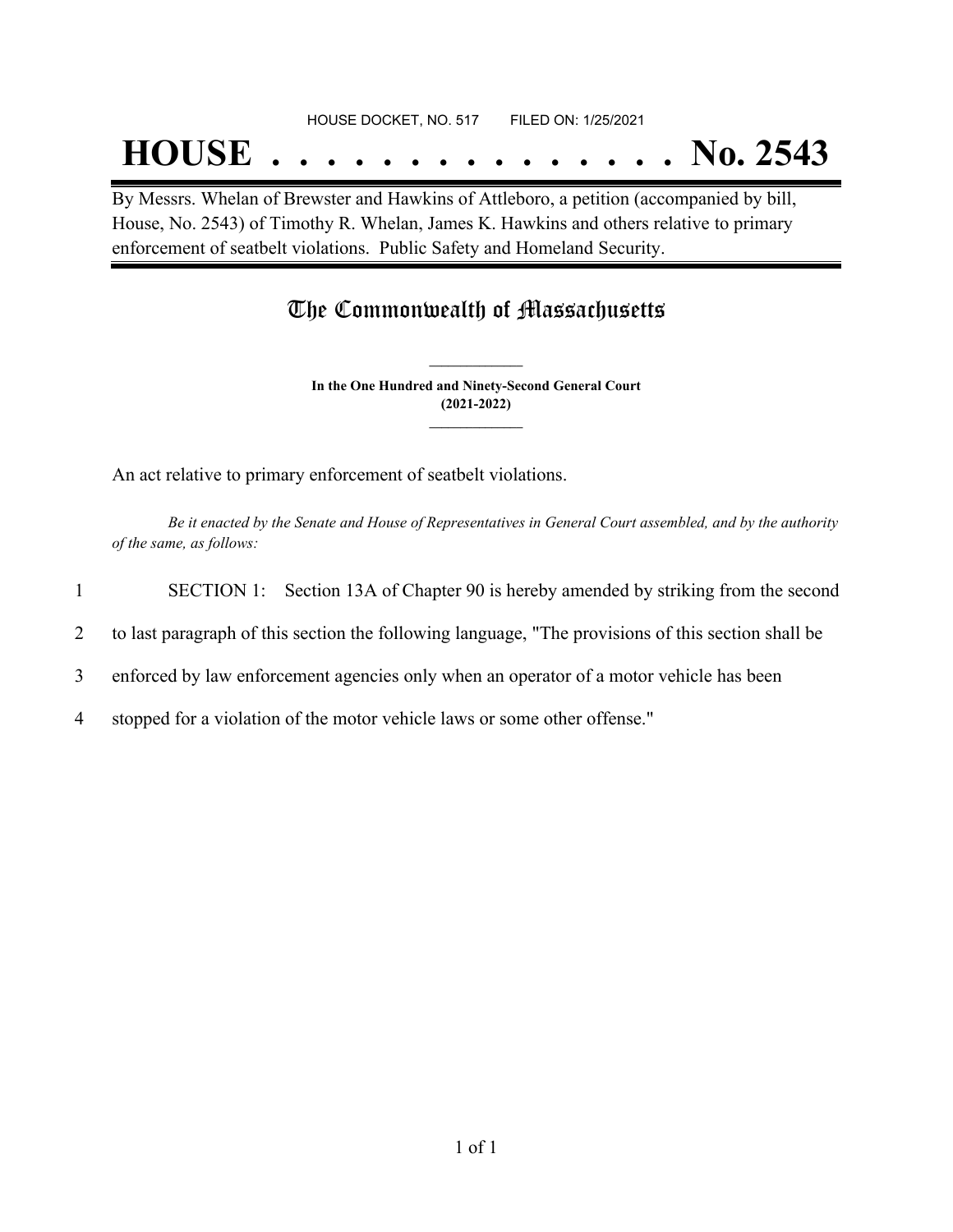HOUSE DOCKET, NO. 517        FILED ON: 1/25/2021

# HOUSE . . . . . . . . . . . . . . . No. 2543

By Messrs. Whelan of Brewster and Hawkins of Attleboro, a petition (accompanied by bill, House, No. 2543) of Timothy R. Whelan, James K. Hawkins and others relative to primary enforcement of seatbelt violations. Public Safety and Homeland Security.

## The Commonwealth of Massachusetts

**In the One Hundred and Ninety-Second General Court**
**(2021-2022)**

An act relative to primary enforcement of seatbelt violations.

*Be it enacted by the Senate and House of Representatives in General Court assembled, and by the authority of the same, as follows:*

1 SECTION 1: Section 13A of Chapter 90 is hereby amended by striking from the second
2 to last paragraph of this section the following language, "The provisions of this section shall be
3 enforced by law enforcement agencies only when an operator of a motor vehicle has been
4 stopped for a violation of the motor vehicle laws or some other offense."